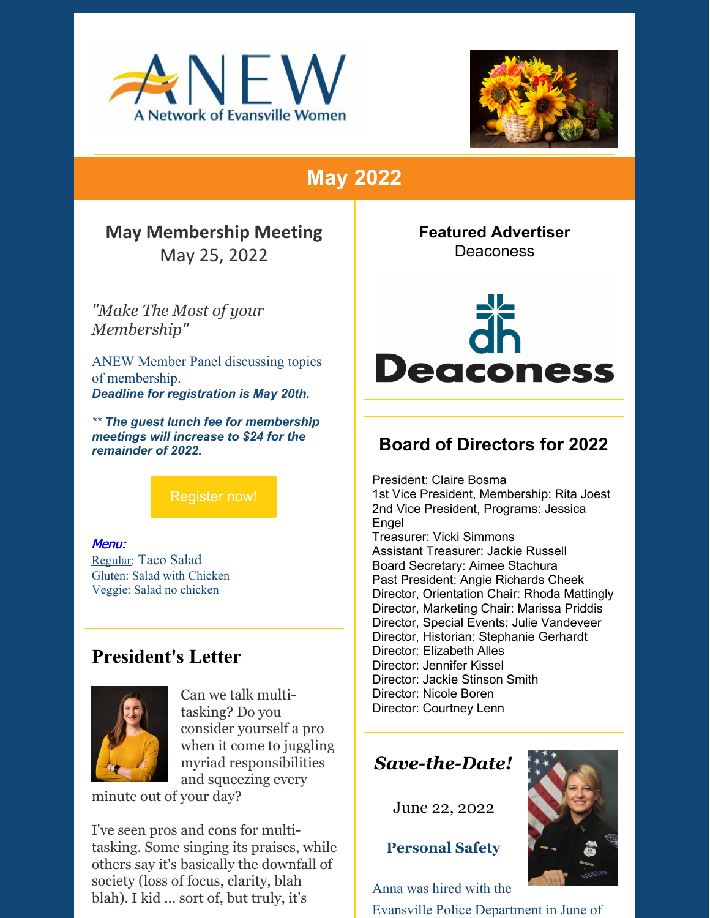# ANEW
A Network of Evansville Women

## May 2022

## May Membership Meeting
May 25, 2022

*"Make The Most of your Membership"*

ANEW Member Panel discussing topics of membership.
***Deadline for registration is May 20th.***

***\*\* The guest lunch fee for membership meetings will increase to $24 for the remainder of 2022.***

Register now!

***Menu:***
Regular: Taco Salad
Gluten: Salad with Chicken
Veggie: Salad no chicken

## President's Letter

Can we talk multi-tasking? Do you consider yourself a pro when it come to juggling myriad responsibilities and squeezing every minute out of your day?

I've seen pros and cons for multi-tasking. Some singing its praises, while others say it's basically the downfall of society (loss of focus, clarity, blah blah). I kid ... sort of, but truly, it's

**Featured Advertiser**
Deaconess

## Board of Directors for 2022

President: Claire Bosma
1st Vice President, Membership: Rita Joest
2nd Vice President, Programs: Jessica Engel
Treasurer: Vicki Simmons
Assistant Treasurer: Jackie Russell
Board Secretary: Aimee Stachura
Past President: Angie Richards Cheek
Director, Orientation Chair: Rhoda Mattingly
Director, Marketing Chair: Marissa Priddis
Director, Special Events: Julie Vandeveer
Director, Historian: Stephanie Gerhardt
Director: Elizabeth Alles
Director: Jennifer Kissel
Director: Jackie Stinson Smith
Director: Nicole Boren
Director: Courtney Lenn

***Save-the-Date!***

June 22, 2022

**Personal Safety**

Anna was hired with the Evansville Police Department in June of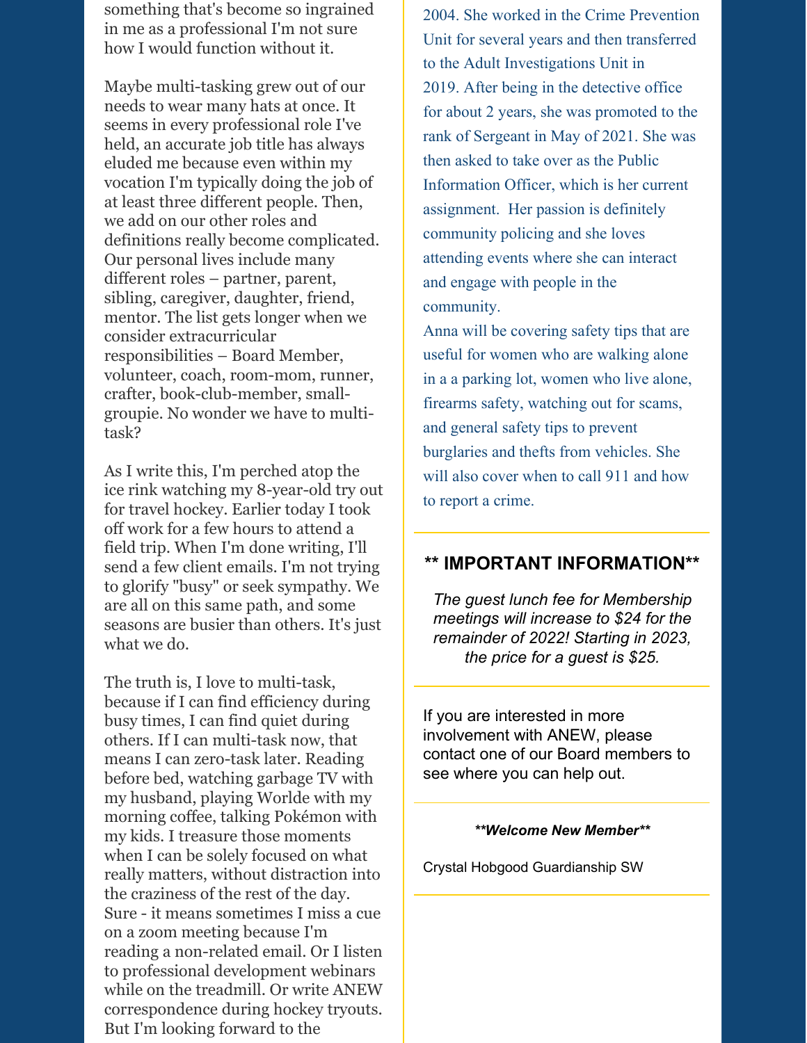something that's become so ingrained in me as a professional I'm not sure how I would function without it.

Maybe multi-tasking grew out of our needs to wear many hats at once. It seems in every professional role I've held, an accurate job title has always eluded me because even within my vocation I'm typically doing the job of at least three different people. Then, we add on our other roles and definitions really become complicated. Our personal lives include many different roles – partner, parent, sibling, caregiver, daughter, friend, mentor. The list gets longer when we consider extracurricular responsibilities – Board Member, volunteer, coach, room-mom, runner, crafter, book-club-member, small-groupie. No wonder we have to multi-task?

As I write this, I'm perched atop the ice rink watching my 8-year-old try out for travel hockey. Earlier today I took off work for a few hours to attend a field trip. When I'm done writing, I'll send a few client emails. I'm not trying to glorify "busy" or seek sympathy. We are all on this same path, and some seasons are busier than others. It's just what we do.

The truth is, I love to multi-task, because if I can find efficiency during busy times, I can find quiet during others. If I can multi-task now, that means I can zero-task later. Reading before bed, watching garbage TV with my husband, playing Worlde with my morning coffee, talking Pokémon with my kids. I treasure those moments when I can be solely focused on what really matters, without distraction into the craziness of the rest of the day. Sure - it means sometimes I miss a cue on a zoom meeting because I'm reading a non-related email. Or I listen to professional development webinars while on the treadmill. Or write ANEW correspondence during hockey tryouts. But I'm looking forward to the

2004. She worked in the Crime Prevention Unit for several years and then transferred to the Adult Investigations Unit in 2019. After being in the detective office for about 2 years, she was promoted to the rank of Sergeant in May of 2021. She was then asked to take over as the Public Information Officer, which is her current assignment. Her passion is definitely community policing and she loves attending events where she can interact and engage with people in the community.

Anna will be covering safety tips that are useful for women who are walking alone in a a parking lot, women who live alone, firearms safety, watching out for scams, and general safety tips to prevent burglaries and thefts from vehicles. She will also cover when to call 911 and how to report a crime.

## ** IMPORTANT INFORMATION**

*The guest lunch fee for Membership meetings will increase to $24 for the remainder of 2022! Starting in 2023, the price for a guest is $25.*

If you are interested in more involvement with ANEW, please contact one of our Board members to see where you can help out.

***\*\*Welcome New Member\*\****

Crystal Hobgood Guardianship SW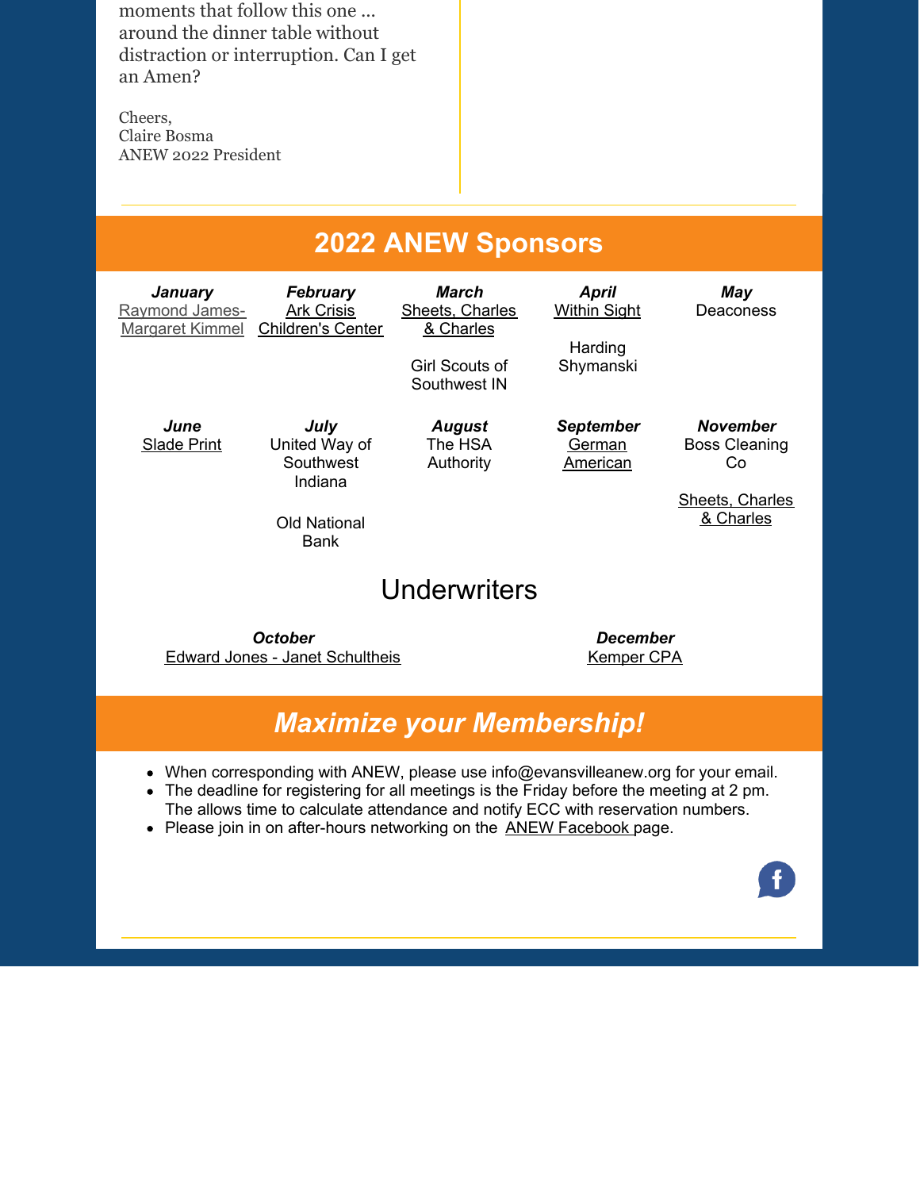moments that follow this one ... around the dinner table without distraction or interruption. Can I get an Amen?

Cheers,
Claire Bosma
ANEW 2022 President

## 2022 ANEW Sponsors

***January***
Raymond James- Margaret Kimmel

***February***
Ark Crisis Children's Center

***March***
Sheets, Charles & Charles

Girl Scouts of Southwest IN

***April***
Within Sight

Harding Shymanski

***May***
Deaconess

***June***
Slade Print

***July***
United Way of Southwest Indiana

Old National Bank

***August***
The HSA Authority

***September***
German American

***November***
Boss Cleaning Co

Sheets, Charles & Charles

### Underwriters

***October***
Edward Jones - Janet Schultheis

***December***
Kemper CPA

## *Maximize your Membership!*

- When corresponding with ANEW, please use info@evansvilleanew.org for your email.
- The deadline for registering for all meetings is the Friday before the meeting at 2 pm. The allows time to calculate attendance and notify ECC with reservation numbers.
- Please join in on after-hours networking on the ANEW Facebook page.